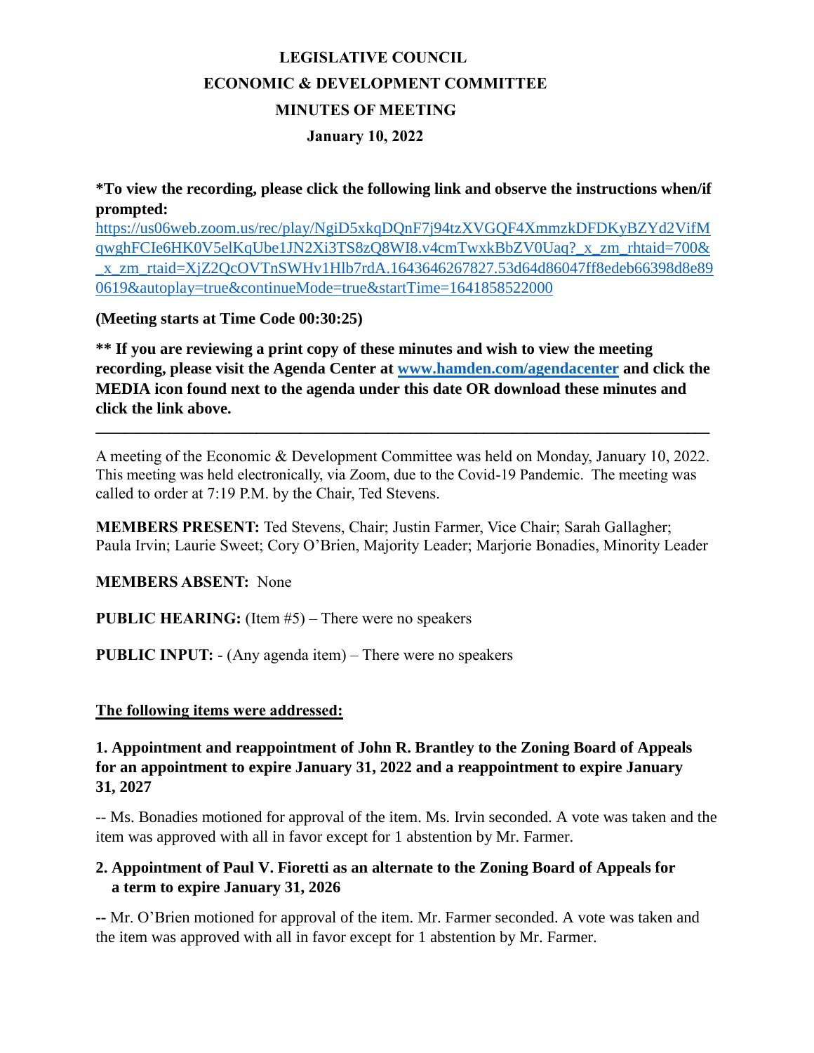# LEGISLATIVE COUNCIL
## ECONOMIC & DEVELOPMENT COMMITTEE
## MINUTES OF MEETING
### January 10, 2022

**\*To view the recording, please click the following link and observe the instructions when/if prompted:**
https://us06web.zoom.us/rec/play/NgiD5xkqDQnF7j94tzXVGQF4XmmzkDFDKyBZYd2VifMqwghFCIe6HK0V5elKqUbe1JN2Xi3TS8zQ8WI8.v4cmTwxkBbZV0Uaq?_x_zm_rhtaid=700&_x_zm_rtaid=XjZ2QcOVTnSWHv1Hlb7rdA.1643646267827.53d64d86047ff8edeb66398d8e890619&autoplay=true&continueMode=true&startTime=1641858522000

**(Meeting starts at Time Code 00:30:25)**

**\*\* If you are reviewing a print copy of these minutes and wish to view the meeting recording, please visit the Agenda Center at [www.hamden.com/agendacenter](http://www.hamden.com/agendacenter) and click the MEDIA icon found next to the agenda under this date OR download these minutes and click the link above.**

---

A meeting of the Economic & Development Committee was held on Monday, January 10, 2022. This meeting was held electronically, via Zoom, due to the Covid-19 Pandemic. The meeting was called to order at 7:19 P.M. by the Chair, Ted Stevens.

**MEMBERS PRESENT:** Ted Stevens, Chair; Justin Farmer, Vice Chair; Sarah Gallagher; Paula Irvin; Laurie Sweet; Cory O'Brien, Majority Leader; Marjorie Bonadies, Minority Leader

**MEMBERS ABSENT:** None

**PUBLIC HEARING:** (Item #5) – There were no speakers

**PUBLIC INPUT:** - (Any agenda item) – There were no speakers

**<u>The following items were addressed:</u>**

**1. Appointment and reappointment of John R. Brantley to the Zoning Board of Appeals for an appointment to expire January 31, 2022 and a reappointment to expire January 31, 2027**

-- Ms. Bonadies motioned for approval of the item. Ms. Irvin seconded. A vote was taken and the item was approved with all in favor except for 1 abstention by Mr. Farmer.

**2. Appointment of Paul V. Fioretti as an alternate to the Zoning Board of Appeals for a term to expire January 31, 2026**

**--** Mr. O'Brien motioned for approval of the item. Mr. Farmer seconded. A vote was taken and the item was approved with all in favor except for 1 abstention by Mr. Farmer.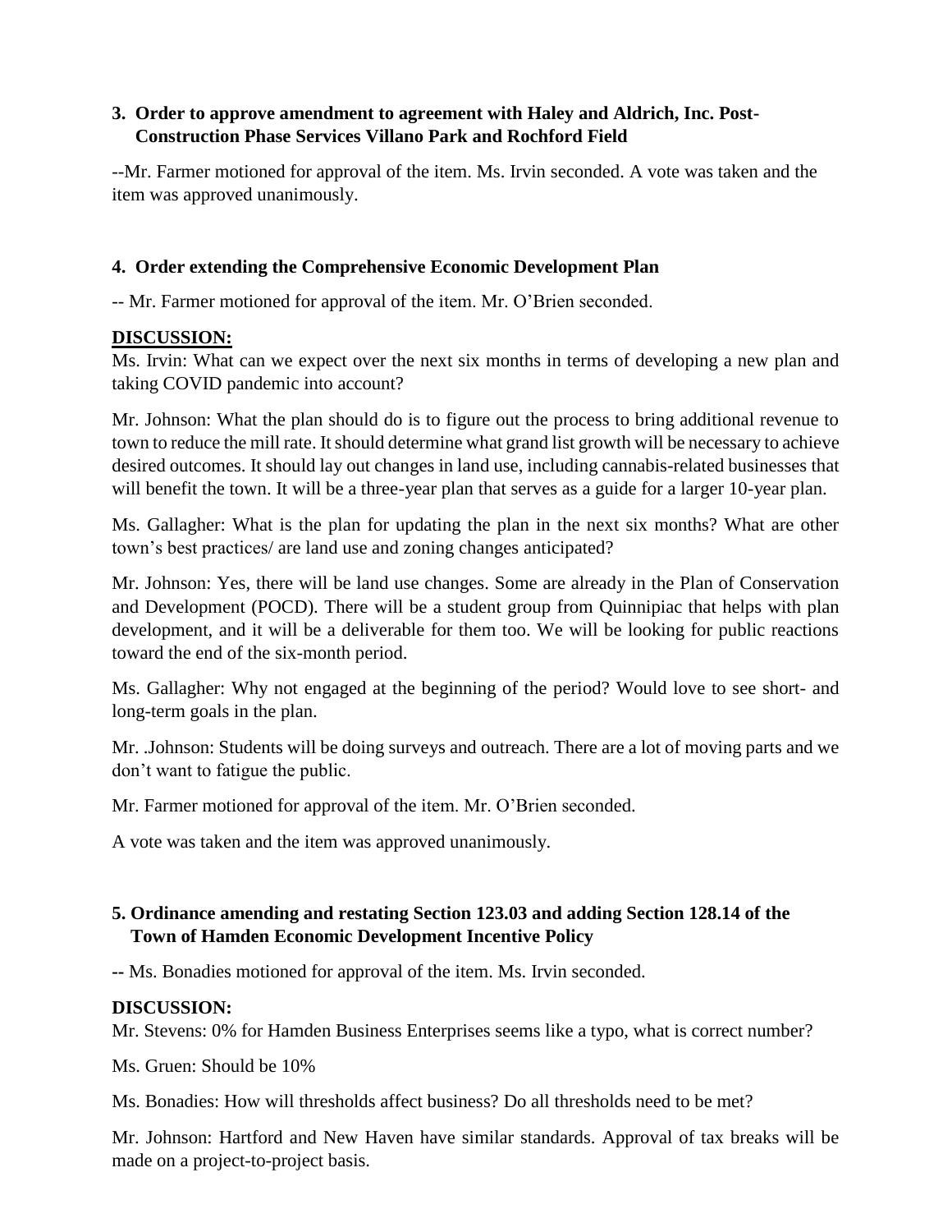### 3. Order to approve amendment to agreement with Haley and Aldrich, Inc. Post-Construction Phase Services Villano Park and Rochford Field

--Mr. Farmer motioned for approval of the item. Ms. Irvin seconded. A vote was taken and the item was approved unanimously.

### 4. Order extending the Comprehensive Economic Development Plan

-- Mr. Farmer motioned for approval of the item. Mr. O'Brien seconded.

**DISCUSSION:**

Ms. Irvin: What can we expect over the next six months in terms of developing a new plan and taking COVID pandemic into account?

Mr. Johnson: What the plan should do is to figure out the process to bring additional revenue to town to reduce the mill rate. It should determine what grand list growth will be necessary to achieve desired outcomes. It should lay out changes in land use, including cannabis-related businesses that will benefit the town. It will be a three-year plan that serves as a guide for a larger 10-year plan.

Ms. Gallagher: What is the plan for updating the plan in the next six months? What are other town's best practices/ are land use and zoning changes anticipated?

Mr. Johnson: Yes, there will be land use changes. Some are already in the Plan of Conservation and Development (POCD). There will be a student group from Quinnipiac that helps with plan development, and it will be a deliverable for them too. We will be looking for public reactions toward the end of the six-month period.

Ms. Gallagher: Why not engaged at the beginning of the period? Would love to see short- and long-term goals in the plan.

Mr. .Johnson: Students will be doing surveys and outreach. There are a lot of moving parts and we don't want to fatigue the public.

Mr. Farmer motioned for approval of the item. Mr. O'Brien seconded.

A vote was taken and the item was approved unanimously.

### 5. Ordinance amending and restating Section 123.03 and adding Section 128.14 of the Town of Hamden Economic Development Incentive Policy

-- Ms. Bonadies motioned for approval of the item. Ms. Irvin seconded.

**DISCUSSION:**

Mr. Stevens: 0% for Hamden Business Enterprises seems like a typo, what is correct number?

Ms. Gruen: Should be 10%

Ms. Bonadies: How will thresholds affect business? Do all thresholds need to be met?

Mr. Johnson: Hartford and New Haven have similar standards. Approval of tax breaks will be made on a project-to-project basis.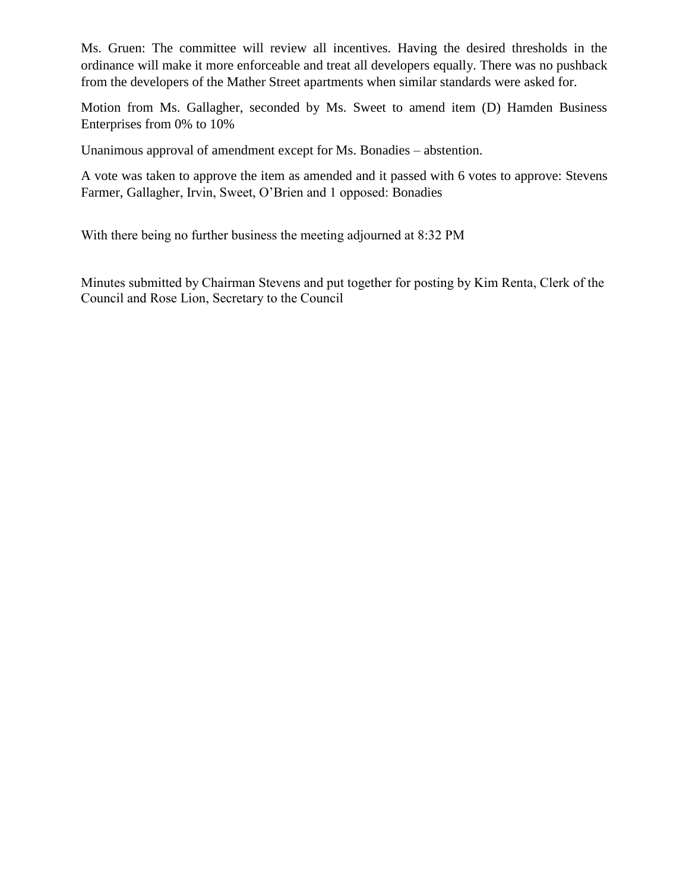Ms. Gruen: The committee will review all incentives. Having the desired thresholds in the ordinance will make it more enforceable and treat all developers equally. There was no pushback from the developers of the Mather Street apartments when similar standards were asked for.

Motion from Ms. Gallagher, seconded by Ms. Sweet to amend item (D) Hamden Business Enterprises from 0% to 10%

Unanimous approval of amendment except for Ms. Bonadies – abstention.

A vote was taken to approve the item as amended and it passed with 6 votes to approve: Stevens Farmer, Gallagher, Irvin, Sweet, O'Brien and 1 opposed: Bonadies

With there being no further business the meeting adjourned at 8:32 PM

Minutes submitted by Chairman Stevens and put together for posting by Kim Renta, Clerk of the Council and Rose Lion, Secretary to the Council